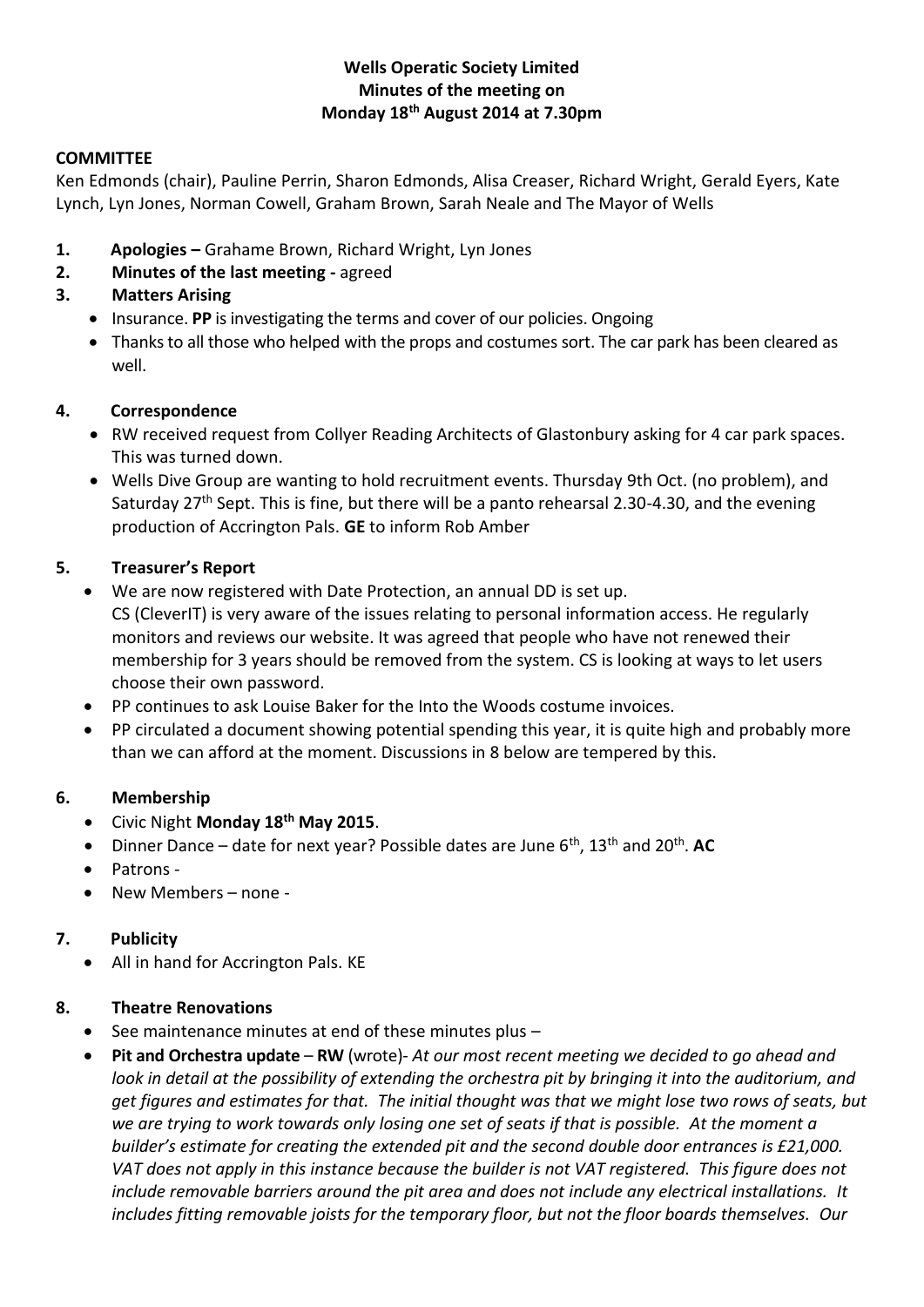**Wells Operatic Society Limited**
**Minutes of the meeting on**
**Monday 18th August 2014 at 7.30pm**

**COMMITTEE**

Ken Edmonds (chair), Pauline Perrin, Sharon Edmonds, Alisa Creaser, Richard Wright, Gerald Eyers, Kate Lynch, Lyn Jones, Norman Cowell, Graham Brown, Sarah Neale and The Mayor of Wells

1. **Apologies –** Grahame Brown, Richard Wright, Lyn Jones
2. **Minutes of the last meeting -** agreed
3. **Matters Arising**
   - Insurance. **PP** is investigating the terms and cover of our policies. Ongoing
   - Thanks to all those who helped with the props and costumes sort. The car park has been cleared as well.

4. **Correspondence**
   - RW received request from Collyer Reading Architects of Glastonbury asking for 4 car park spaces. This was turned down.
   - Wells Dive Group are wanting to hold recruitment events. Thursday 9th Oct. (no problem), and Saturday 27th Sept. This is fine, but there will be a panto rehearsal 2.30-4.30, and the evening production of Accrington Pals. **GE** to inform Rob Amber

5. **Treasurer's Report**
   - We are now registered with Date Protection, an annual DD is set up.
     CS (CleverIT) is very aware of the issues relating to personal information access. He regularly monitors and reviews our website. It was agreed that people who have not renewed their membership for 3 years should be removed from the system. CS is looking at ways to let users choose their own password.
   - PP continues to ask Louise Baker for the Into the Woods costume invoices.
   - PP circulated a document showing potential spending this year, it is quite high and probably more than we can afford at the moment. Discussions in 8 below are tempered by this.

6. **Membership**
   - Civic Night **Monday 18th May 2015**.
   - Dinner Dance – date for next year? Possible dates are June 6th, 13th and 20th. **AC**
   - Patrons -
   - New Members – none -

7. **Publicity**
   - All in hand for Accrington Pals. KE

8. **Theatre Renovations**
   - See maintenance minutes at end of these minutes plus –
   - **Pit and Orchestra update** – **RW** (wrote)- *At our most recent meeting we decided to go ahead and look in detail at the possibility of extending the orchestra pit by bringing it into the auditorium, and get figures and estimates for that. The initial thought was that we might lose two rows of seats, but we are trying to work towards only losing one set of seats if that is possible. At the moment a builder's estimate for creating the extended pit and the second double door entrances is £21,000. VAT does not apply in this instance because the builder is not VAT registered. This figure does not include removable barriers around the pit area and does not include any electrical installations. It includes fitting removable joists for the temporary floor, but not the floor boards themselves. Our*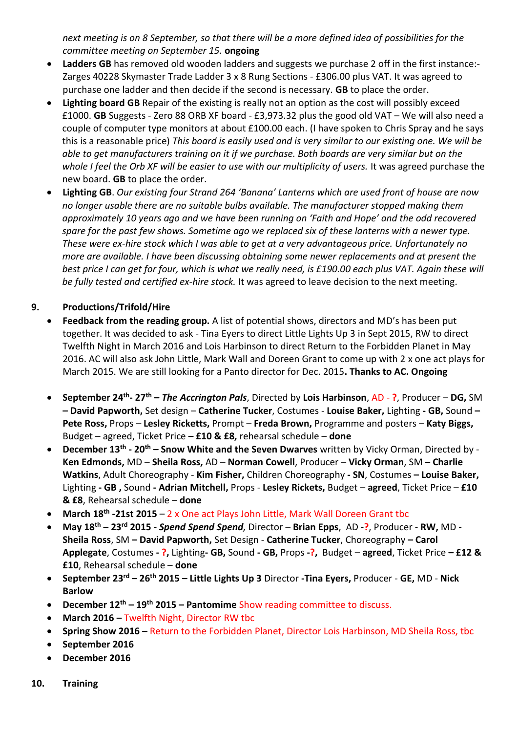*next meeting is on 8 September, so that there will be a more defined idea of possibilities for the committee meeting on September 15.* **ongoing**

- **Ladders GB** has removed old wooden ladders and suggests we purchase 2 off in the first instance:- Zarges 40228 Skymaster Trade Ladder 3 x 8 Rung Sections - £306.00 plus VAT. It was agreed to purchase one ladder and then decide if the second is necessary. **GB** to place the order.
- **Lighting board GB** Repair of the existing is really not an option as the cost will possibly exceed £1000. **GB** Suggests - Zero 88 ORB XF board - £3,973.32 plus the good old VAT – We will also need a couple of computer type monitors at about £100.00 each. (I have spoken to Chris Spray and he says this is a reasonable price) *This board is easily used and is very similar to our existing one. We will be able to get manufacturers training on it if we purchase. Both boards are very similar but on the whole I feel the Orb XF will be easier to use with our multiplicity of users.* It was agreed purchase the new board. **GB** to place the order.
- **Lighting GB**. *Our existing four Strand 264 'Banana' Lanterns which are used front of house are now no longer usable there are no suitable bulbs available. The manufacturer stopped making them approximately 10 years ago and we have been running on 'Faith and Hope' and the odd recovered spare for the past few shows. Sometime ago we replaced six of these lanterns with a newer type. These were ex-hire stock which I was able to get at a very advantageous price. Unfortunately no more are available. I have been discussing obtaining some newer replacements and at present the best price I can get for four, which is what we really need, is £190.00 each plus VAT. Again these will be fully tested and certified ex-hire stock.* It was agreed to leave decision to the next meeting.

## 9. Productions/Trifold/Hire

- **Feedback from the reading group.** A list of potential shows, directors and MD's has been put together. It was decided to ask - Tina Eyers to direct Little Lights Up 3 in Sept 2015, RW to direct Twelfth Night in March 2016 and Lois Harbinson to direct Return to the Forbidden Planet in May 2016. AC will also ask John Little, Mark Wall and Doreen Grant to come up with 2 x one act plays for March 2015. We are still looking for a Panto director for Dec. 2015**. Thanks to AC. Ongoing**

- **September 24th- 27th – *The Accrington Pals***, Directed by **Lois Harbinson**, AD - **?**, Producer – **DG,** SM **– David Papworth,** Set design – **Catherine Tucker**, Costumes - **Louise Baker,** Lighting **- GB,** Sound **– Pete Ross,** Props – **Lesley Ricketts,** Prompt – **Freda Brown,** Programme and posters – **Katy Biggs,** Budget – agreed, Ticket Price **– £10 & £8,** rehearsal schedule – **done**
- **December 13th - 20th – Snow White and the Seven Dwarves** written by Vicky Orman, Directed by - **Ken Edmonds,** MD – **Sheila Ross,** AD – **Norman Cowell**, Producer – **Vicky Orman**, SM **– Charlie Watkins**, Adult Choreography - **Kim Fisher,** Children Choreography **- SN**, Costumes **– Louise Baker,** Lighting **- GB ,** Sound **- Adrian Mitchell,** Props - **Lesley Rickets,** Budget – **agreed**, Ticket Price – **£10 & £8**, Rehearsal schedule – **done**
- **March 18th -21st 2015** – 2 x One act Plays John Little, Mark Wall Doreen Grant tbc
- **May 18th – 23rd 2015 - *Spend Spend Spend,*** Director – **Brian Epps**, AD -**?**, Producer - **RW,** MD **- Sheila Ross**, SM **– David Papworth,** Set Design - **Catherine Tucker**, Choreography **– Carol Applegate**, Costumes **- ?,** Lighting**- GB,** Sound **- GB,** Props **-?,** Budget – **agreed**, Ticket Price **– £12 & £10**, Rehearsal schedule – **done**
- **September 23rd – 26th 2015 – Little Lights Up 3** Director **-Tina Eyers,** Producer - **GE,** MD - **Nick Barlow**
- **December 12th – 19th 2015 – Pantomime** Show reading committee to discuss.
- **March 2016 –** Twelfth Night, Director RW tbc
- **Spring Show 2016 –** Return to the Forbidden Planet, Director Lois Harbinson, MD Sheila Ross, tbc
- **September 2016**
- **December 2016**

## 10. Training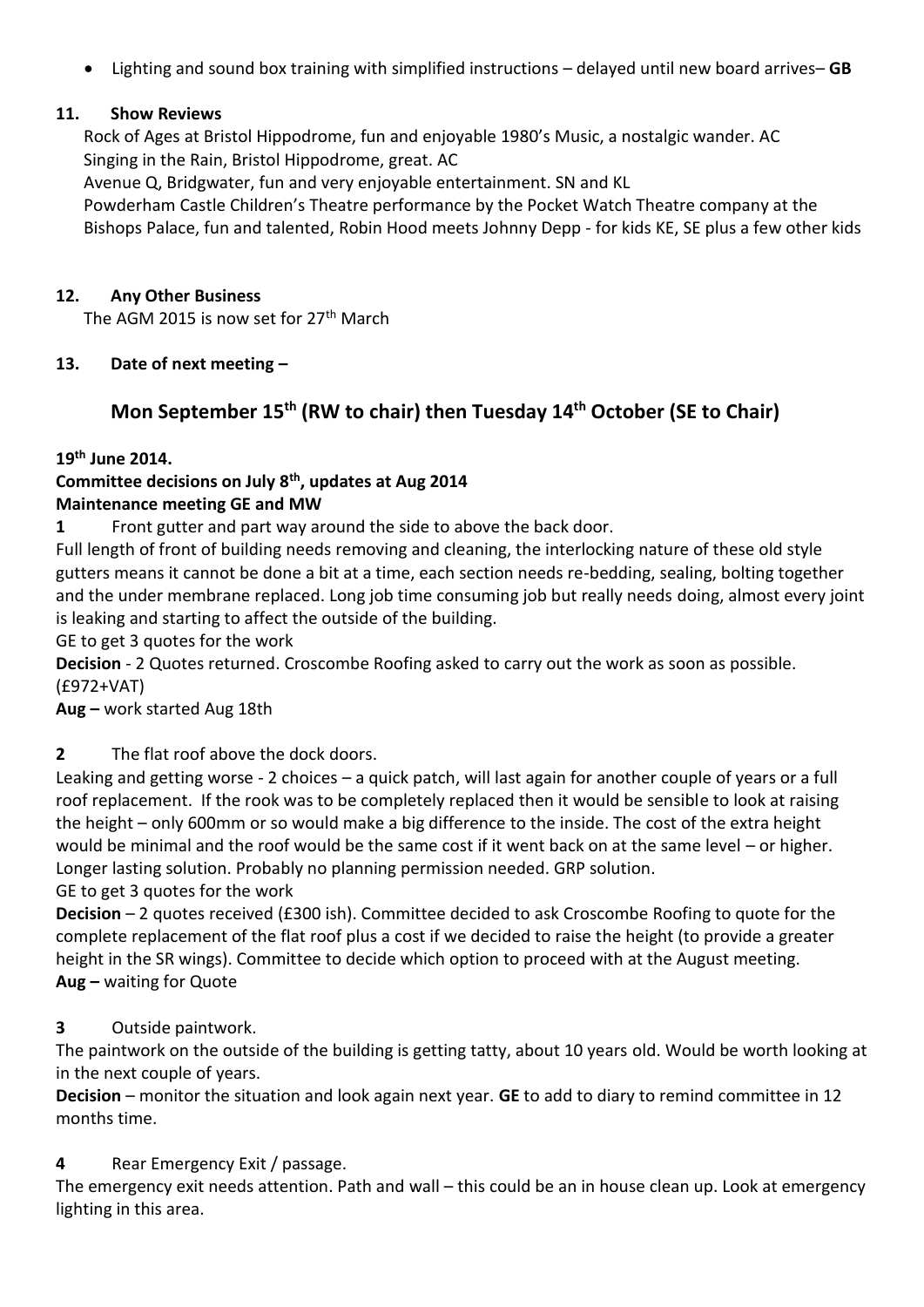- Lighting and sound box training with simplified instructions – delayed until new board arrives– **GB**

### 11. Show Reviews

Rock of Ages at Bristol Hippodrome, fun and enjoyable 1980's Music, a nostalgic wander. AC
Singing in the Rain, Bristol Hippodrome, great. AC
Avenue Q, Bridgwater, fun and very enjoyable entertainment. SN and KL
Powderham Castle Children's Theatre performance by the Pocket Watch Theatre company at the Bishops Palace, fun and talented, Robin Hood meets Johnny Depp - for kids KE, SE plus a few other kids

### 12. Any Other Business

The AGM 2015 is now set for 27th March

### 13. Date of next meeting –

## Mon September 15th (RW to chair) then Tuesday 14th October (SE to Chair)

**19th June 2014.**
**Committee decisions on July 8th, updates at Aug 2014**
**Maintenance meeting GE and MW**

**1** Front gutter and part way around the side to above the back door.

Full length of front of building needs removing and cleaning, the interlocking nature of these old style gutters means it cannot be done a bit at a time, each section needs re-bedding, sealing, bolting together and the under membrane replaced. Long job time consuming job but really needs doing, almost every joint is leaking and starting to affect the outside of the building.

GE to get 3 quotes for the work

**Decision** - 2 Quotes returned. Croscombe Roofing asked to carry out the work as soon as possible. (£972+VAT)

**Aug –** work started Aug 18th

**2** The flat roof above the dock doors.

Leaking and getting worse - 2 choices – a quick patch, will last again for another couple of years or a full roof replacement. If the rook was to be completely replaced then it would be sensible to look at raising the height – only 600mm or so would make a big difference to the inside. The cost of the extra height would be minimal and the roof would be the same cost if it went back on at the same level – or higher. Longer lasting solution. Probably no planning permission needed. GRP solution.

GE to get 3 quotes for the work

**Decision** – 2 quotes received (£300 ish). Committee decided to ask Croscombe Roofing to quote for the complete replacement of the flat roof plus a cost if we decided to raise the height (to provide a greater height in the SR wings). Committee to decide which option to proceed with at the August meeting.

**Aug –** waiting for Quote

**3** Outside paintwork.

The paintwork on the outside of the building is getting tatty, about 10 years old. Would be worth looking at in the next couple of years.

**Decision** – monitor the situation and look again next year. **GE** to add to diary to remind committee in 12 months time.

**4** Rear Emergency Exit / passage.

The emergency exit needs attention. Path and wall – this could be an in house clean up. Look at emergency lighting in this area.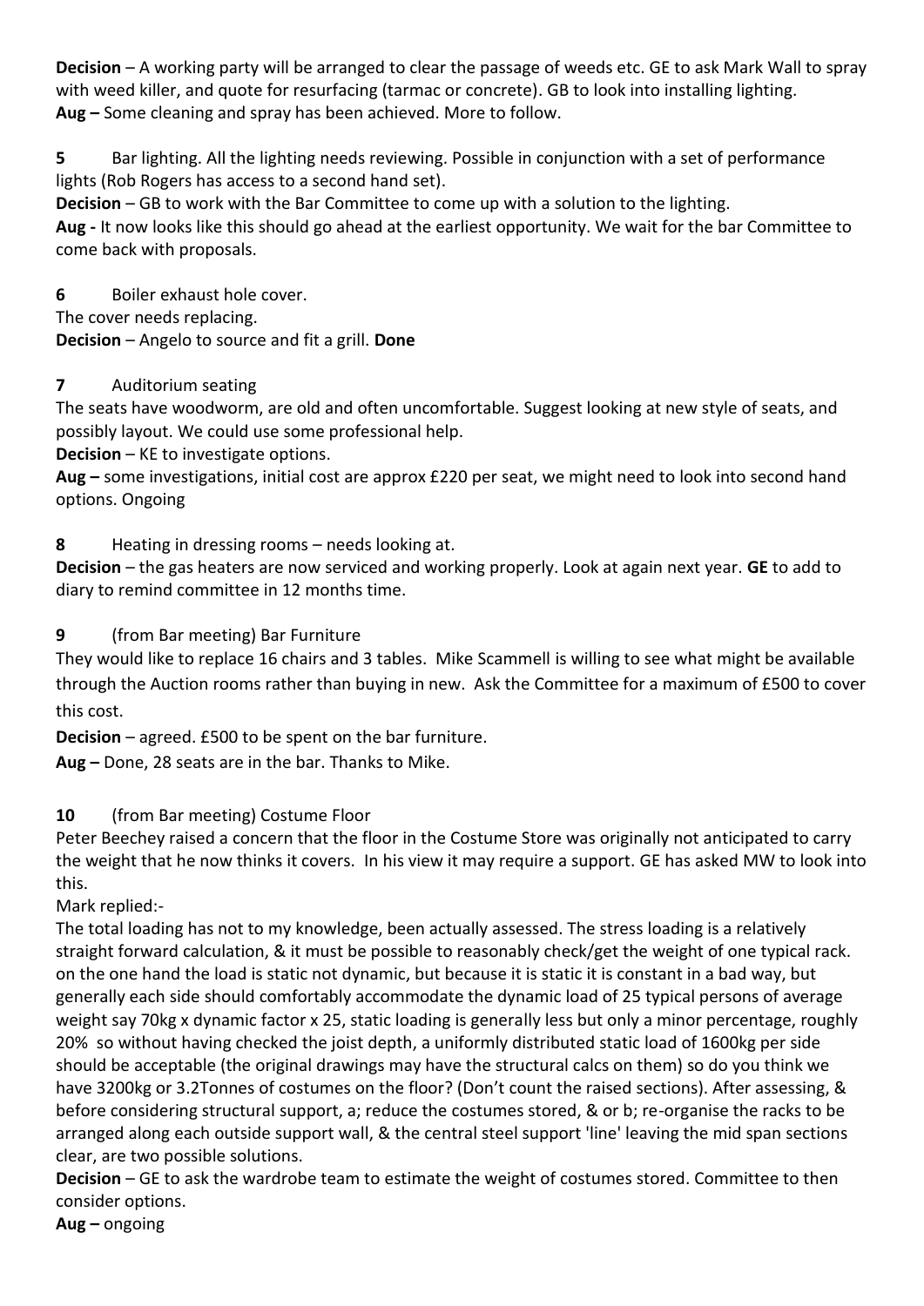**Decision** – A working party will be arranged to clear the passage of weeds etc. GE to ask Mark Wall to spray with weed killer, and quote for resurfacing (tarmac or concrete). GB to look into installing lighting.
**Aug –** Some cleaning and spray has been achieved. More to follow.

**5** Bar lighting. All the lighting needs reviewing. Possible in conjunction with a set of performance lights (Rob Rogers has access to a second hand set).
**Decision** – GB to work with the Bar Committee to come up with a solution to the lighting.
**Aug -** It now looks like this should go ahead at the earliest opportunity. We wait for the bar Committee to come back with proposals.

**6** Boiler exhaust hole cover.
The cover needs replacing.
**Decision** – Angelo to source and fit a grill. **Done**

**7** Auditorium seating
The seats have woodworm, are old and often uncomfortable. Suggest looking at new style of seats, and possibly layout. We could use some professional help.
**Decision** – KE to investigate options.
**Aug –** some investigations, initial cost are approx £220 per seat, we might need to look into second hand options. Ongoing

**8** Heating in dressing rooms – needs looking at.
**Decision** – the gas heaters are now serviced and working properly. Look at again next year. **GE** to add to diary to remind committee in 12 months time.

**9** (from Bar meeting) Bar Furniture
They would like to replace 16 chairs and 3 tables. Mike Scammell is willing to see what might be available through the Auction rooms rather than buying in new. Ask the Committee for a maximum of £500 to cover this cost.
**Decision** – agreed. £500 to be spent on the bar furniture.
**Aug –** Done, 28 seats are in the bar. Thanks to Mike.

**10** (from Bar meeting) Costume Floor
Peter Beechey raised a concern that the floor in the Costume Store was originally not anticipated to carry the weight that he now thinks it covers. In his view it may require a support. GE has asked MW to look into this.
Mark replied:-
The total loading has not to my knowledge, been actually assessed. The stress loading is a relatively straight forward calculation, & it must be possible to reasonably check/get the weight of one typical rack. on the one hand the load is static not dynamic, but because it is static it is constant in a bad way, but generally each side should comfortably accommodate the dynamic load of 25 typical persons of average weight say 70kg x dynamic factor x 25, static loading is generally less but only a minor percentage, roughly 20% so without having checked the joist depth, a uniformly distributed static load of 1600kg per side should be acceptable (the original drawings may have the structural calcs on them) so do you think we have 3200kg or 3.2Tonnes of costumes on the floor? (Don't count the raised sections). After assessing, & before considering structural support, a; reduce the costumes stored, & or b; re-organise the racks to be arranged along each outside support wall, & the central steel support 'line' leaving the mid span sections clear, are two possible solutions.
**Decision** – GE to ask the wardrobe team to estimate the weight of costumes stored. Committee to then consider options.
**Aug –** ongoing